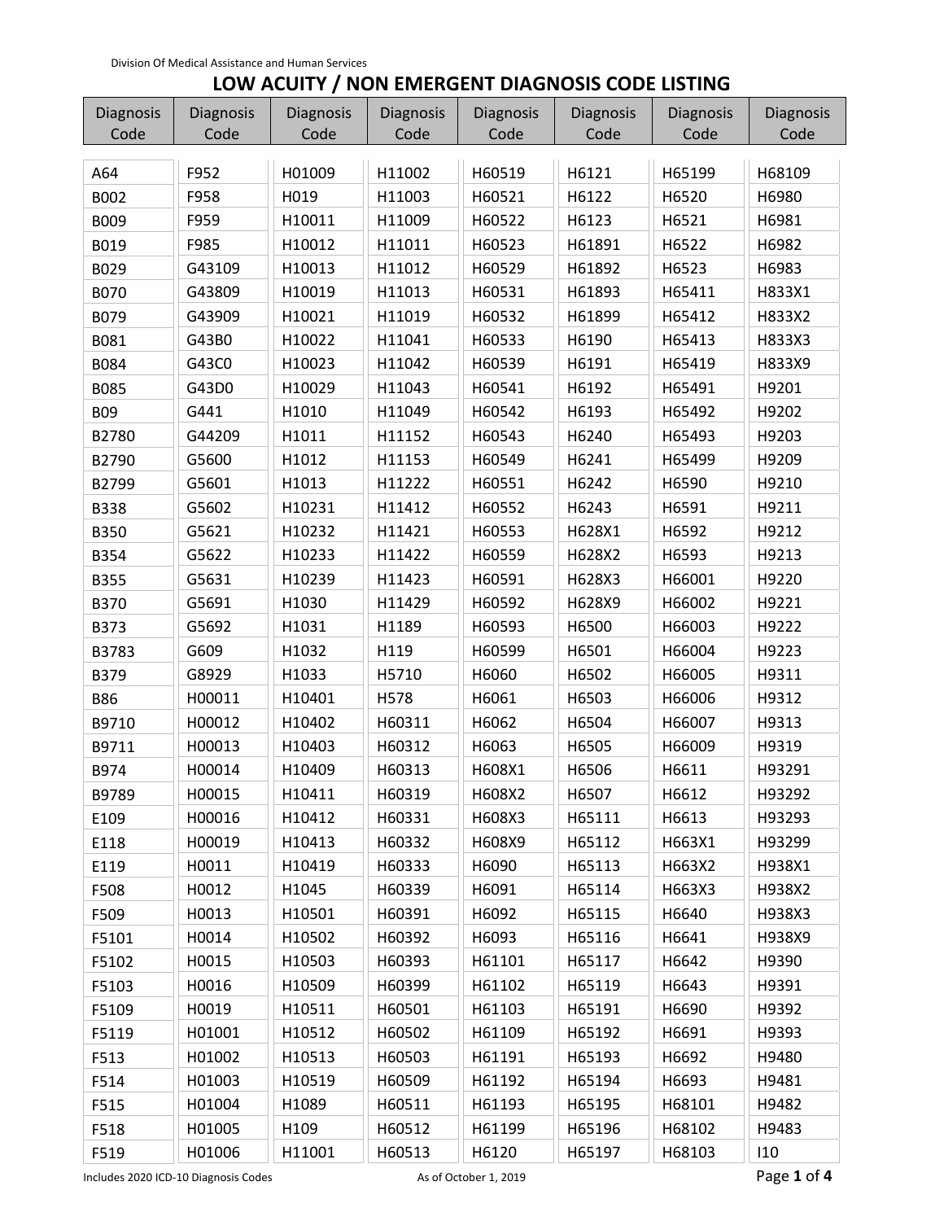Division Of Medical Assistance and Human Services

# LOW ACUITY / NON EMERGENT DIAGNOSIS CODE LISTING

| Diagnosis Code | Diagnosis Code | Diagnosis Code | Diagnosis Code | Diagnosis Code | Diagnosis Code | Diagnosis Code | Diagnosis Code |
|---|---|---|---|---|---|---|---|
| A64 | F952 | H01009 | H11002 | H60519 | H6121 | H65199 | H68109 |
| B002 | F958 | H019 | H11003 | H60521 | H6122 | H6520 | H6980 |
| B009 | F959 | H10011 | H11009 | H60522 | H6123 | H6521 | H6981 |
| B019 | F985 | H10012 | H11011 | H60523 | H61891 | H6522 | H6982 |
| B029 | G43109 | H10013 | H11012 | H60529 | H61892 | H6523 | H6983 |
| B070 | G43809 | H10019 | H11013 | H60531 | H61893 | H65411 | H833X1 |
| B079 | G43909 | H10021 | H11019 | H60532 | H61899 | H65412 | H833X2 |
| B081 | G43B0 | H10022 | H11041 | H60533 | H6190 | H65413 | H833X3 |
| B084 | G43C0 | H10023 | H11042 | H60539 | H6191 | H65419 | H833X9 |
| B085 | G43D0 | H10029 | H11043 | H60541 | H6192 | H65491 | H9201 |
| B09 | G441 | H1010 | H11049 | H60542 | H6193 | H65492 | H9202 |
| B2780 | G44209 | H1011 | H11152 | H60543 | H6240 | H65493 | H9203 |
| B2790 | G5600 | H1012 | H11153 | H60549 | H6241 | H65499 | H9209 |
| B2799 | G5601 | H1013 | H11222 | H60551 | H6242 | H6590 | H9210 |
| B338 | G5602 | H10231 | H11412 | H60552 | H6243 | H6591 | H9211 |
| B350 | G5621 | H10232 | H11421 | H60553 | H628X1 | H6592 | H9212 |
| B354 | G5622 | H10233 | H11422 | H60559 | H628X2 | H6593 | H9213 |
| B355 | G5631 | H10239 | H11423 | H60591 | H628X3 | H66001 | H9220 |
| B370 | G5691 | H1030 | H11429 | H60592 | H628X9 | H66002 | H9221 |
| B373 | G5692 | H1031 | H1189 | H60593 | H6500 | H66003 | H9222 |
| B3783 | G609 | H1032 | H119 | H60599 | H6501 | H66004 | H9223 |
| B379 | G8929 | H1033 | H5710 | H6060 | H6502 | H66005 | H9311 |
| B86 | H00011 | H10401 | H578 | H6061 | H6503 | H66006 | H9312 |
| B9710 | H00012 | H10402 | H60311 | H6062 | H6504 | H66007 | H9313 |
| B9711 | H00013 | H10403 | H60312 | H6063 | H6505 | H66009 | H9319 |
| B974 | H00014 | H10409 | H60313 | H608X1 | H6506 | H6611 | H93291 |
| B9789 | H00015 | H10411 | H60319 | H608X2 | H6507 | H6612 | H93292 |
| E109 | H00016 | H10412 | H60331 | H608X3 | H65111 | H6613 | H93293 |
| E118 | H00019 | H10413 | H60332 | H608X9 | H65112 | H663X1 | H93299 |
| E119 | H0011 | H10419 | H60333 | H6090 | H65113 | H663X2 | H938X1 |
| F508 | H0012 | H1045 | H60339 | H6091 | H65114 | H663X3 | H938X2 |
| F509 | H0013 | H10501 | H60391 | H6092 | H65115 | H6640 | H938X3 |
| F5101 | H0014 | H10502 | H60392 | H6093 | H65116 | H6641 | H938X9 |
| F5102 | H0015 | H10503 | H60393 | H61101 | H65117 | H6642 | H9390 |
| F5103 | H0016 | H10509 | H60399 | H61102 | H65119 | H6643 | H9391 |
| F5109 | H0019 | H10511 | H60501 | H61103 | H65191 | H6690 | H9392 |
| F5119 | H01001 | H10512 | H60502 | H61109 | H65192 | H6691 | H9393 |
| F513 | H01002 | H10513 | H60503 | H61191 | H65193 | H6692 | H9480 |
| F514 | H01003 | H10519 | H60509 | H61192 | H65194 | H6693 | H9481 |
| F515 | H01004 | H1089 | H60511 | H61193 | H65195 | H68101 | H9482 |
| F518 | H01005 | H109 | H60512 | H61199 | H65196 | H68102 | H9483 |
| F519 | H01006 | H11001 | H60513 | H6120 | H65197 | H68103 | I10 |

Includes 2020 ICD-10 Diagnosis Codes  As of October 1, 2019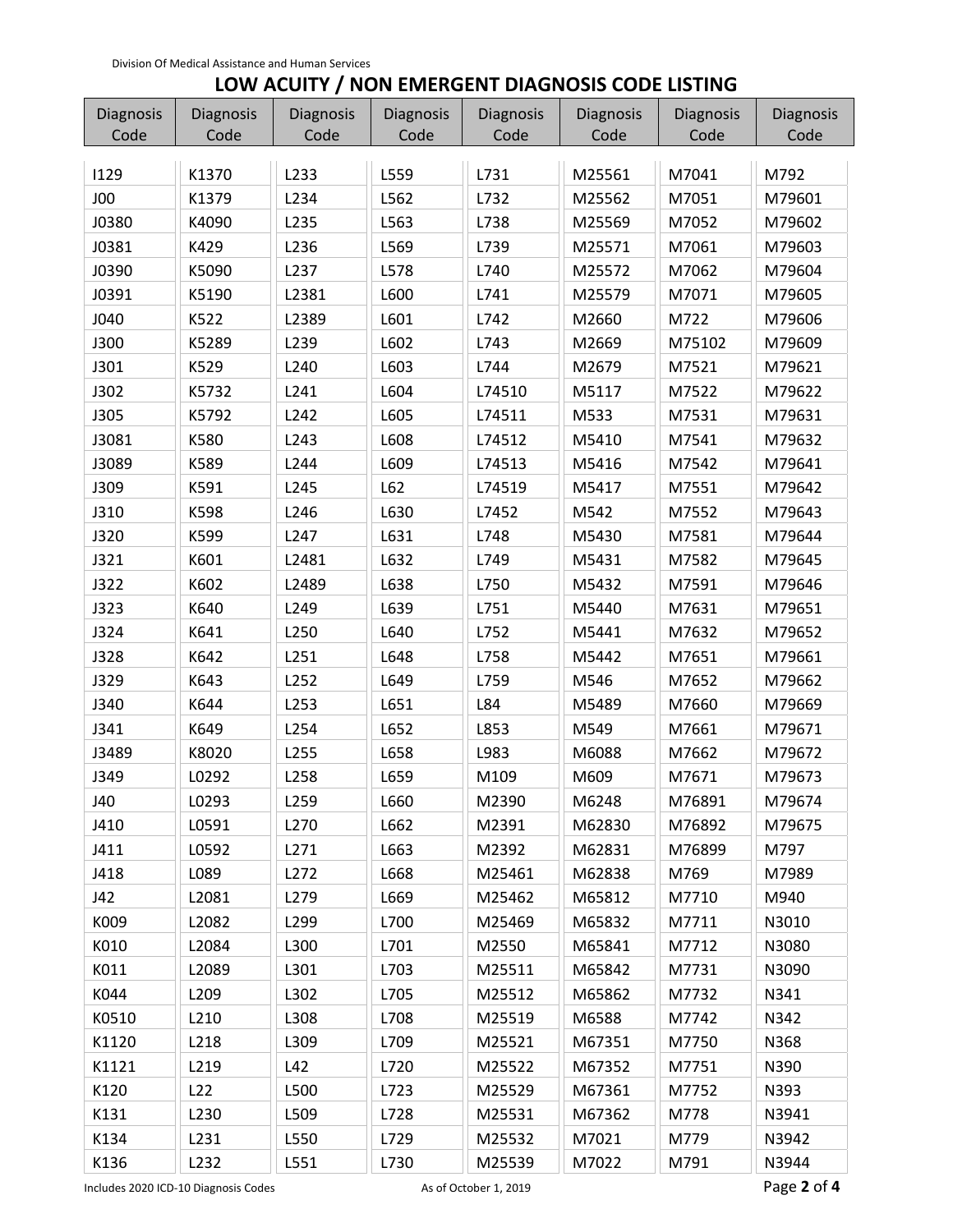Division Of Medical Assistance and Human Services

# LOW ACUITY / NON EMERGENT DIAGNOSIS CODE LISTING

| Diagnosis Code | Diagnosis Code | Diagnosis Code | Diagnosis Code | Diagnosis Code | Diagnosis Code | Diagnosis Code | Diagnosis Code |
|---|---|---|---|---|---|---|---|
| I129 | K1370 | L233 | L559 | L731 | M25561 | M7041 | M792 |
| J00 | K1379 | L234 | L562 | L732 | M25562 | M7051 | M79601 |
| J0380 | K4090 | L235 | L563 | L738 | M25569 | M7052 | M79602 |
| J0381 | K429 | L236 | L569 | L739 | M25571 | M7061 | M79603 |
| J0390 | K5090 | L237 | L578 | L740 | M25572 | M7062 | M79604 |
| J0391 | K5190 | L2381 | L600 | L741 | M25579 | M7071 | M79605 |
| J040 | K522 | L2389 | L601 | L742 | M2660 | M722 | M79606 |
| J300 | K5289 | L239 | L602 | L743 | M2669 | M75102 | M79609 |
| J301 | K529 | L240 | L603 | L744 | M2679 | M7521 | M79621 |
| J302 | K5732 | L241 | L604 | L74510 | M5117 | M7522 | M79622 |
| J305 | K5792 | L242 | L605 | L74511 | M533 | M7531 | M79631 |
| J3081 | K580 | L243 | L608 | L74512 | M5410 | M7541 | M79632 |
| J3089 | K589 | L244 | L609 | L74513 | M5416 | M7542 | M79641 |
| J309 | K591 | L245 | L62 | L74519 | M5417 | M7551 | M79642 |
| J310 | K598 | L246 | L630 | L7452 | M542 | M7552 | M79643 |
| J320 | K599 | L247 | L631 | L748 | M5430 | M7581 | M79644 |
| J321 | K601 | L2481 | L632 | L749 | M5431 | M7582 | M79645 |
| J322 | K602 | L2489 | L638 | L750 | M5432 | M7591 | M79646 |
| J323 | K640 | L249 | L639 | L751 | M5440 | M7631 | M79651 |
| J324 | K641 | L250 | L640 | L752 | M5441 | M7632 | M79652 |
| J328 | K642 | L251 | L648 | L758 | M5442 | M7651 | M79661 |
| J329 | K643 | L252 | L649 | L759 | M546 | M7652 | M79662 |
| J340 | K644 | L253 | L651 | L84 | M5489 | M7660 | M79669 |
| J341 | K649 | L254 | L652 | L853 | M549 | M7661 | M79671 |
| J3489 | K8020 | L255 | L658 | L983 | M6088 | M7662 | M79672 |
| J349 | L0292 | L258 | L659 | M109 | M609 | M7671 | M79673 |
| J40 | L0293 | L259 | L660 | M2390 | M6248 | M76891 | M79674 |
| J410 | L0591 | L270 | L662 | M2391 | M62830 | M76892 | M79675 |
| J411 | L0592 | L271 | L663 | M2392 | M62831 | M76899 | M797 |
| J418 | L089 | L272 | L668 | M25461 | M62838 | M769 | M7989 |
| J42 | L2081 | L279 | L669 | M25462 | M65812 | M7710 | M940 |
| K009 | L2082 | L299 | L700 | M25469 | M65832 | M7711 | N3010 |
| K010 | L2084 | L300 | L701 | M2550 | M65841 | M7712 | N3080 |
| K011 | L2089 | L301 | L703 | M25511 | M65842 | M7731 | N3090 |
| K044 | L209 | L302 | L705 | M25512 | M65862 | M7732 | N341 |
| K0510 | L210 | L308 | L708 | M25519 | M6588 | M7742 | N342 |
| K1120 | L218 | L309 | L709 | M25521 | M67351 | M7750 | N368 |
| K1121 | L219 | L42 | L720 | M25522 | M67352 | M7751 | N390 |
| K120 | L22 | L500 | L723 | M25529 | M67361 | M7752 | N393 |
| K131 | L230 | L509 | L728 | M25531 | M67362 | M778 | N3941 |
| K134 | L231 | L550 | L729 | M25532 | M7021 | M779 | N3942 |
| K136 | L232 | L551 | L730 | M25539 | M7022 | M791 | N3944 |

Includes 2020 ICD-10 Diagnosis Codes — As of October 1, 2019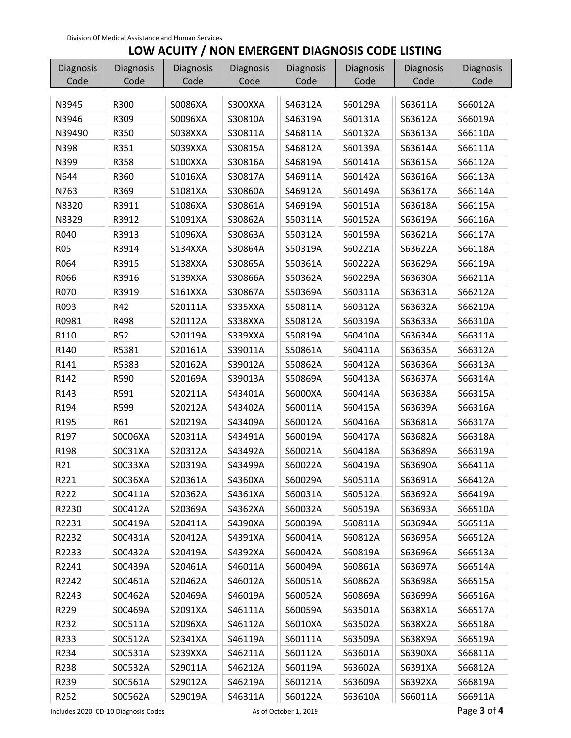Division Of Medical Assistance and Human Services

# LOW ACUITY / NON EMERGENT DIAGNOSIS CODE LISTING

| Diagnosis Code | Diagnosis Code | Diagnosis Code | Diagnosis Code | Diagnosis Code | Diagnosis Code | Diagnosis Code | Diagnosis Code |
|---|---|---|---|---|---|---|---|
| N3945 | R300 | S0086XA | S300XXA | S46312A | S60129A | S63611A | S66012A |
| N3946 | R309 | S0096XA | S30810A | S46319A | S60131A | S63612A | S66019A |
| N39490 | R350 | S038XXA | S30811A | S46811A | S60132A | S63613A | S66110A |
| N398 | R351 | S039XXA | S30815A | S46812A | S60139A | S63614A | S66111A |
| N399 | R358 | S100XXA | S30816A | S46819A | S60141A | S63615A | S66112A |
| N644 | R360 | S1016XA | S30817A | S46911A | S60142A | S63616A | S66113A |
| N763 | R369 | S1081XA | S30860A | S46912A | S60149A | S63617A | S66114A |
| N8320 | R3911 | S1086XA | S30861A | S46919A | S60151A | S63618A | S66115A |
| N8329 | R3912 | S1091XA | S30862A | S50311A | S60152A | S63619A | S66116A |
| R040 | R3913 | S1096XA | S30863A | S50312A | S60159A | S63621A | S66117A |
| R05 | R3914 | S134XXA | S30864A | S50319A | S60221A | S63622A | S66118A |
| R064 | R3915 | S138XXA | S30865A | S50361A | S60222A | S63629A | S66119A |
| R066 | R3916 | S139XXA | S30866A | S50362A | S60229A | S63630A | S66211A |
| R070 | R3919 | S161XXA | S30867A | S50369A | S60311A | S63631A | S66212A |
| R093 | R42 | S20111A | S335XXA | S50811A | S60312A | S63632A | S66219A |
| R0981 | R498 | S20112A | S338XXA | S50812A | S60319A | S63633A | S66310A |
| R110 | R52 | S20119A | S339XXA | S50819A | S60410A | S63634A | S66311A |
| R140 | R5381 | S20161A | S39011A | S50861A | S60411A | S63635A | S66312A |
| R141 | R5383 | S20162A | S39012A | S50862A | S60412A | S63636A | S66313A |
| R142 | R590 | S20169A | S39013A | S50869A | S60413A | S63637A | S66314A |
| R143 | R591 | S20211A | S43401A | S6000XA | S60414A | S63638A | S66315A |
| R194 | R599 | S20212A | S43402A | S60011A | S60415A | S63639A | S66316A |
| R195 | R61 | S20219A | S43409A | S60012A | S60416A | S63681A | S66317A |
| R197 | S0006XA | S20311A | S43491A | S60019A | S60417A | S63682A | S66318A |
| R198 | S0031XA | S20312A | S43492A | S60021A | S60418A | S63689A | S66319A |
| R21 | S0033XA | S20319A | S43499A | S60022A | S60419A | S63690A | S66411A |
| R221 | S0036XA | S20361A | S4360XA | S60029A | S60511A | S63691A | S66412A |
| R222 | S00411A | S20362A | S4361XA | S60031A | S60512A | S63692A | S66419A |
| R2230 | S00412A | S20369A | S4362XA | S60032A | S60519A | S63693A | S66510A |
| R2231 | S00419A | S20411A | S4390XA | S60039A | S60811A | S63694A | S66511A |
| R2232 | S00431A | S20412A | S4391XA | S60041A | S60812A | S63695A | S66512A |
| R2233 | S00432A | S20419A | S4392XA | S60042A | S60819A | S63696A | S66513A |
| R2241 | S00439A | S20461A | S46011A | S60049A | S60861A | S63697A | S66514A |
| R2242 | S00461A | S20462A | S46012A | S60051A | S60862A | S63698A | S66515A |
| R2243 | S00462A | S20469A | S46019A | S60052A | S60869A | S63699A | S66516A |
| R229 | S00469A | S2091XA | S46111A | S60059A | S63501A | S638X1A | S66517A |
| R232 | S00511A | S2096XA | S46112A | S6010XA | S63502A | S638X2A | S66518A |
| R233 | S00512A | S2341XA | S46119A | S60111A | S63509A | S638X9A | S66519A |
| R234 | S00531A | S239XXA | S46211A | S60112A | S63601A | S6390XA | S66811A |
| R238 | S00532A | S29011A | S46212A | S60119A | S63602A | S6391XA | S66812A |
| R239 | S00561A | S29012A | S46219A | S60121A | S63609A | S6392XA | S66819A |
| R252 | S00562A | S29019A | S46311A | S60122A | S63610A | S66011A | S66911A |

Includes 2020 ICD-10 Diagnosis Codes — As of October 1, 2019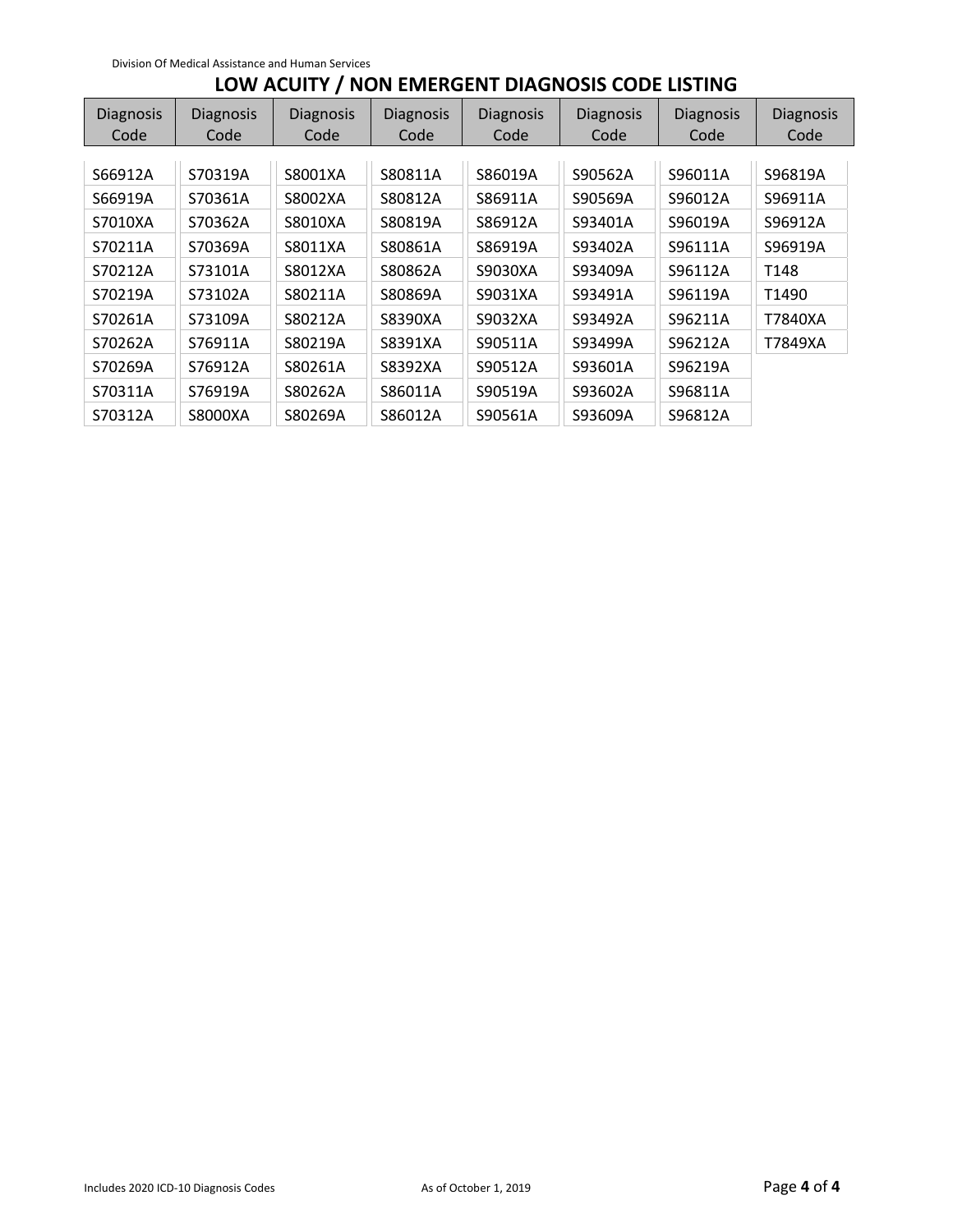## LOW ACUITY / NON EMERGENT DIAGNOSIS CODE LISTING

| Diagnosis Code | Diagnosis Code | Diagnosis Code | Diagnosis Code | Diagnosis Code | Diagnosis Code | Diagnosis Code | Diagnosis Code |
|---|---|---|---|---|---|---|---|
| S66912A | S70319A | S8001XA | S80811A | S86019A | S90562A | S96011A | S96819A |
| S66919A | S70361A | S8002XA | S80812A | S86911A | S90569A | S96012A | S96911A |
| S7010XA | S70362A | S8010XA | S80819A | S86912A | S93401A | S96019A | S96912A |
| S70211A | S70369A | S8011XA | S80861A | S86919A | S93402A | S96111A | S96919A |
| S70212A | S73101A | S8012XA | S80862A | S9030XA | S93409A | S96112A | T148 |
| S70219A | S73102A | S80211A | S80869A | S9031XA | S93491A | S96119A | T1490 |
| S70261A | S73109A | S80212A | S8390XA | S9032XA | S93492A | S96211A | T7840XA |
| S70262A | S76911A | S80219A | S8391XA | S90511A | S93499A | S96212A | T7849XA |
| S70269A | S76912A | S80261A | S8392XA | S90512A | S93601A | S96219A | |
| S70311A | S76919A | S80262A | S86011A | S90519A | S93602A | S96811A | |
| S70312A | S8000XA | S80269A | S86012A | S90561A | S93609A | S96812A | |